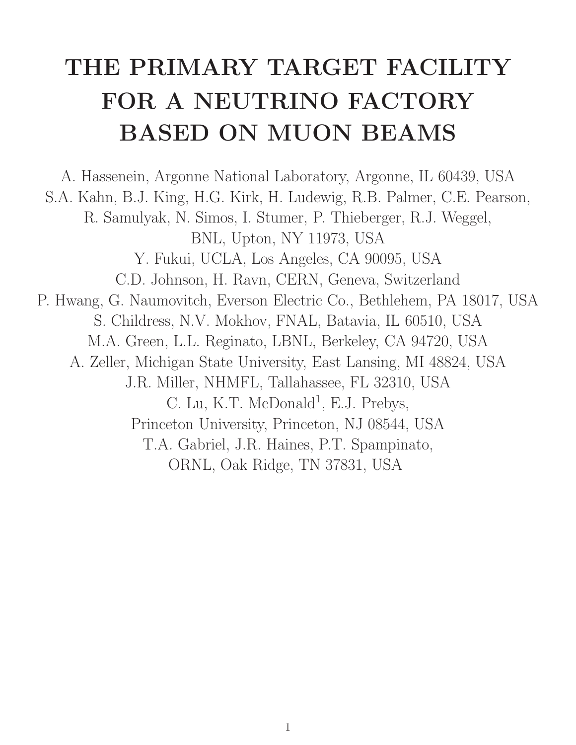# THE PRIMARY TARGET FACILITY FOR A NEUTRINO FACTORY BASED ON MUON BEAMS

A. Hassenein, Argonne National Laboratory, Argonne, IL 60439, USA

S.A. Kahn, B.J. King, H.G. Kirk, H. Ludewig, R.B. Palmer, C.E. Pearson, R. Samulyak, N. Simos, I. Stumer, P. Thieberger, R.J. Weggel, BNL, Upton, NY 11973, USA

Y. Fukui, UCLA, Los Angeles, CA 90095, USA

C.D. Johnson, H. Ravn, CERN, Geneva, Switzerland

P. Hwang, G. Naumovitch, Everson Electric Co., Bethlehem, PA 18017, USA

S. Childress, N.V. Mokhov, FNAL, Batavia, IL 60510, USA

M.A. Green, L.L. Reginato, LBNL, Berkeley, CA 94720, USA

A. Zeller, Michigan State University, East Lansing, MI 48824, USA

J.R. Miller, NHMFL, Tallahassee, FL 32310, USA

C. Lu, K.T. McDonald[1], E.J. Prebys, Princeton University, Princeton, NJ 08544, USA

T.A. Gabriel, J.R. Haines, P.T. Spampinato, ORNL, Oak Ridge, TN 37831, USA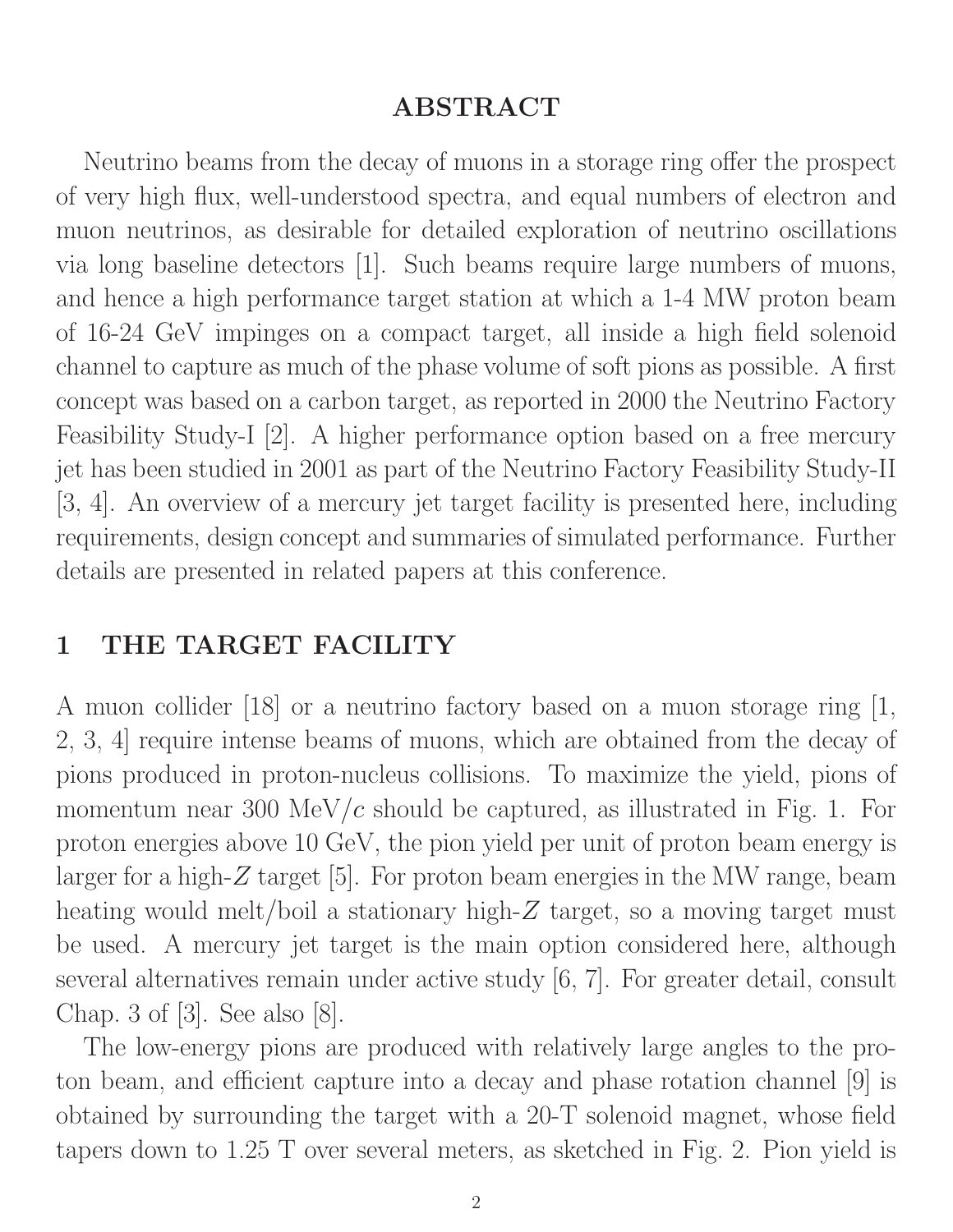## ABSTRACT

Neutrino beams from the decay of muons in a storage ring offer the prospect of very high flux, well-understood spectra, and equal numbers of electron and muon neutrinos, as desirable for detailed exploration of neutrino oscillations via long baseline detectors [1]. Such beams require large numbers of muons, and hence a high performance target station at which a 1-4 MW proton beam of 16-24 GeV impinges on a compact target, all inside a high field solenoid channel to capture as much of the phase volume of soft pions as possible. A first concept was based on a carbon target, as reported in 2000 the Neutrino Factory Feasibility Study-I [2]. A higher performance option based on a free mercury jet has been studied in 2001 as part of the Neutrino Factory Feasibility Study-II [3, 4]. An overview of a mercury jet target facility is presented here, including requirements, design concept and summaries of simulated performance. Further details are presented in related papers at this conference.

## 1 THE TARGET FACILITY

A muon collider [18] or a neutrino factory based on a muon storage ring [1, 2, 3, 4] require intense beams of muons, which are obtained from the decay of pions produced in proton-nucleus collisions. To maximize the yield, pions of momentum near 300 MeV/$c$ should be captured, as illustrated in Fig. 1. For proton energies above 10 GeV, the pion yield per unit of proton beam energy is larger for a high-$Z$ target [5]. For proton beam energies in the MW range, beam heating would melt/boil a stationary high-$Z$ target, so a moving target must be used. A mercury jet target is the main option considered here, although several alternatives remain under active study [6, 7]. For greater detail, consult Chap. 3 of [3]. See also [8].

The low-energy pions are produced with relatively large angles to the proton beam, and efficient capture into a decay and phase rotation channel [9] is obtained by surrounding the target with a 20-T solenoid magnet, whose field tapers down to 1.25 T over several meters, as sketched in Fig. 2. Pion yield is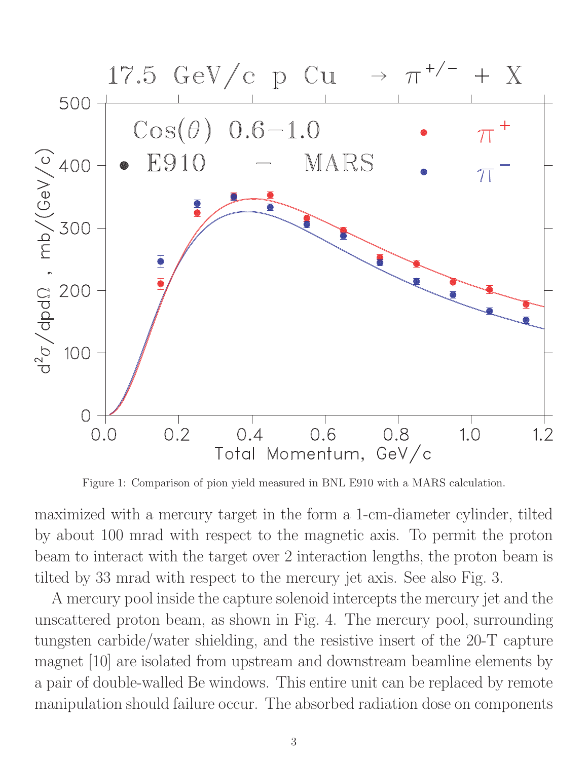Figure 1: Comparison of pion yield measured in BNL E910 with a MARS calculation.

maximized with a mercury target in the form a 1-cm-diameter cylinder, tilted by about 100 mrad with respect to the magnetic axis. To permit the proton beam to interact with the target over 2 interaction lengths, the proton beam is tilted by 33 mrad with respect to the mercury jet axis. See also Fig. 3.

A mercury pool inside the capture solenoid intercepts the mercury jet and the unscattered proton beam, as shown in Fig. 4. The mercury pool, surrounding tungsten carbide/water shielding, and the resistive insert of the 20-T capture magnet [10] are isolated from upstream and downstream beamline elements by a pair of double-walled Be windows. This entire unit can be replaced by remote manipulation should failure occur. The absorbed radiation dose on components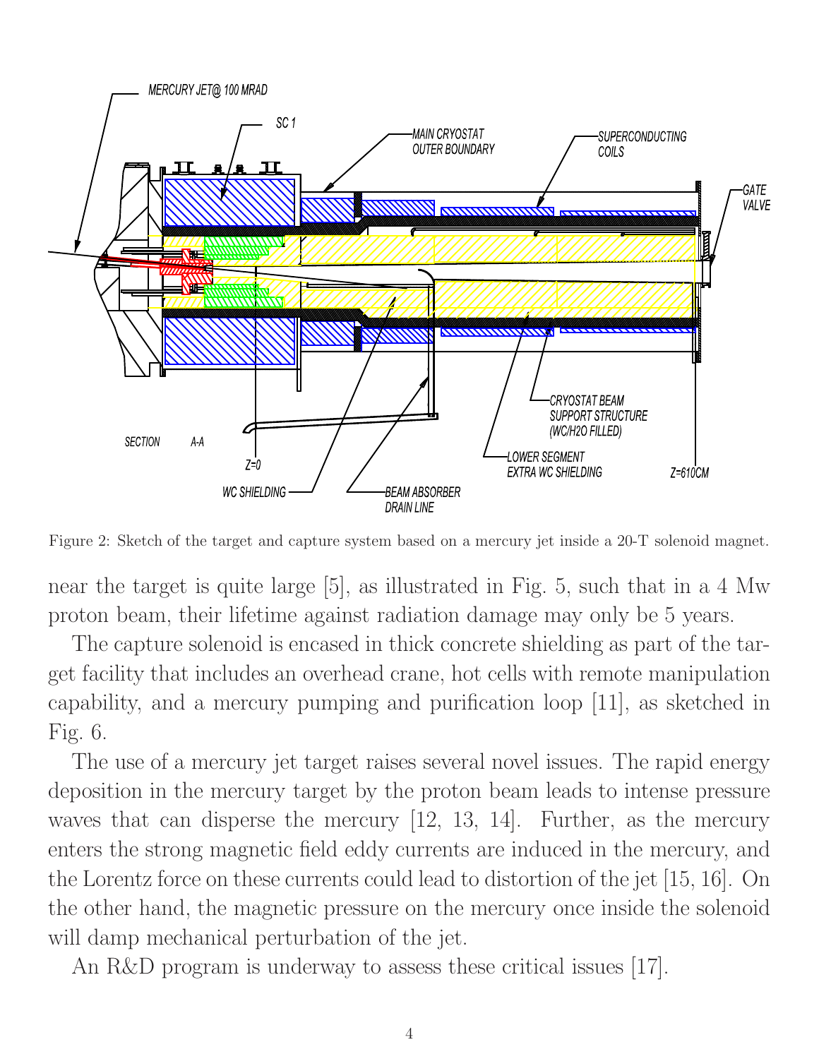Figure 2: Sketch of the target and capture system based on a mercury jet inside a 20-T solenoid magnet.

near the target is quite large [5], as illustrated in Fig. 5, such that in a 4 Mw proton beam, their lifetime against radiation damage may only be 5 years.

The capture solenoid is encased in thick concrete shielding as part of the target facility that includes an overhead crane, hot cells with remote manipulation capability, and a mercury pumping and purification loop [11], as sketched in Fig. 6.

The use of a mercury jet target raises several novel issues. The rapid energy deposition in the mercury target by the proton beam leads to intense pressure waves that can disperse the mercury [12, 13, 14]. Further, as the mercury enters the strong magnetic field eddy currents are induced in the mercury, and the Lorentz force on these currents could lead to distortion of the jet [15, 16]. On the other hand, the magnetic pressure on the mercury once inside the solenoid will damp mechanical perturbation of the jet.

An R&D program is underway to assess these critical issues [17].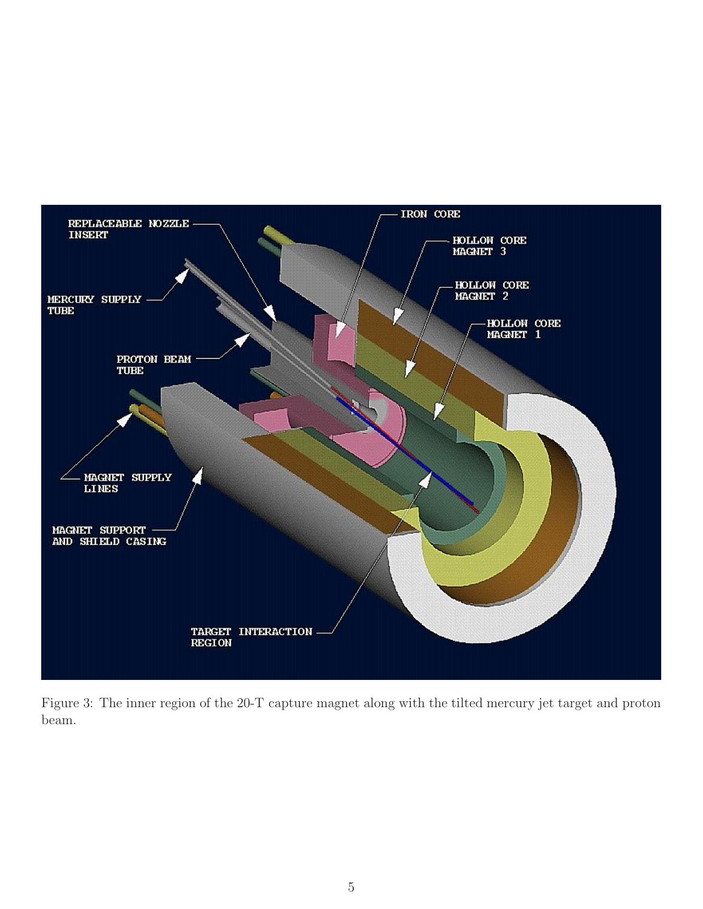Figure 3: The inner region of the 20-T capture magnet along with the tilted mercury jet target and proton beam.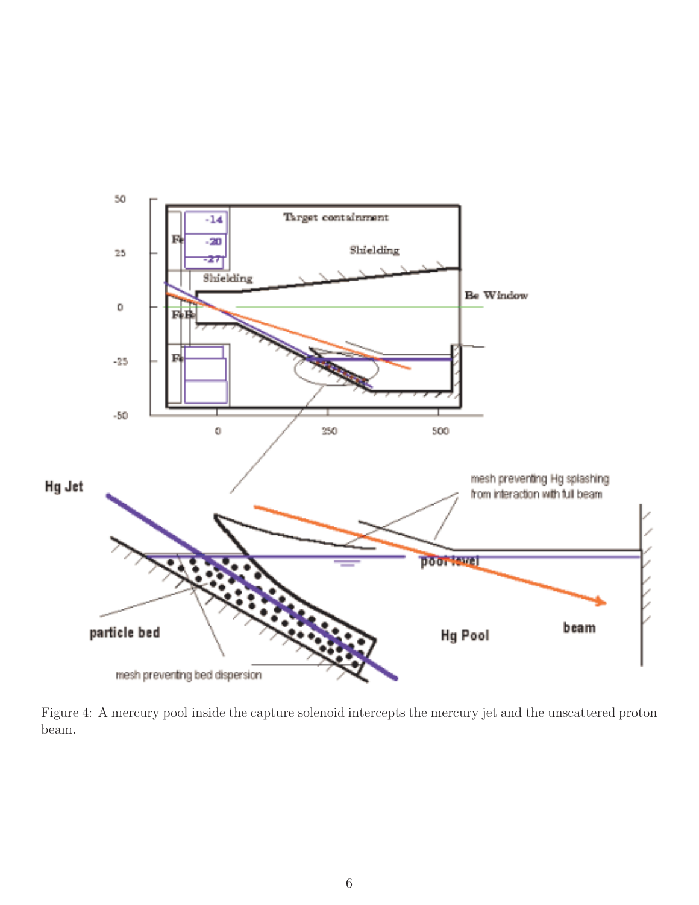Figure 4: A mercury pool inside the capture solenoid intercepts the mercury jet and the unscattered proton beam.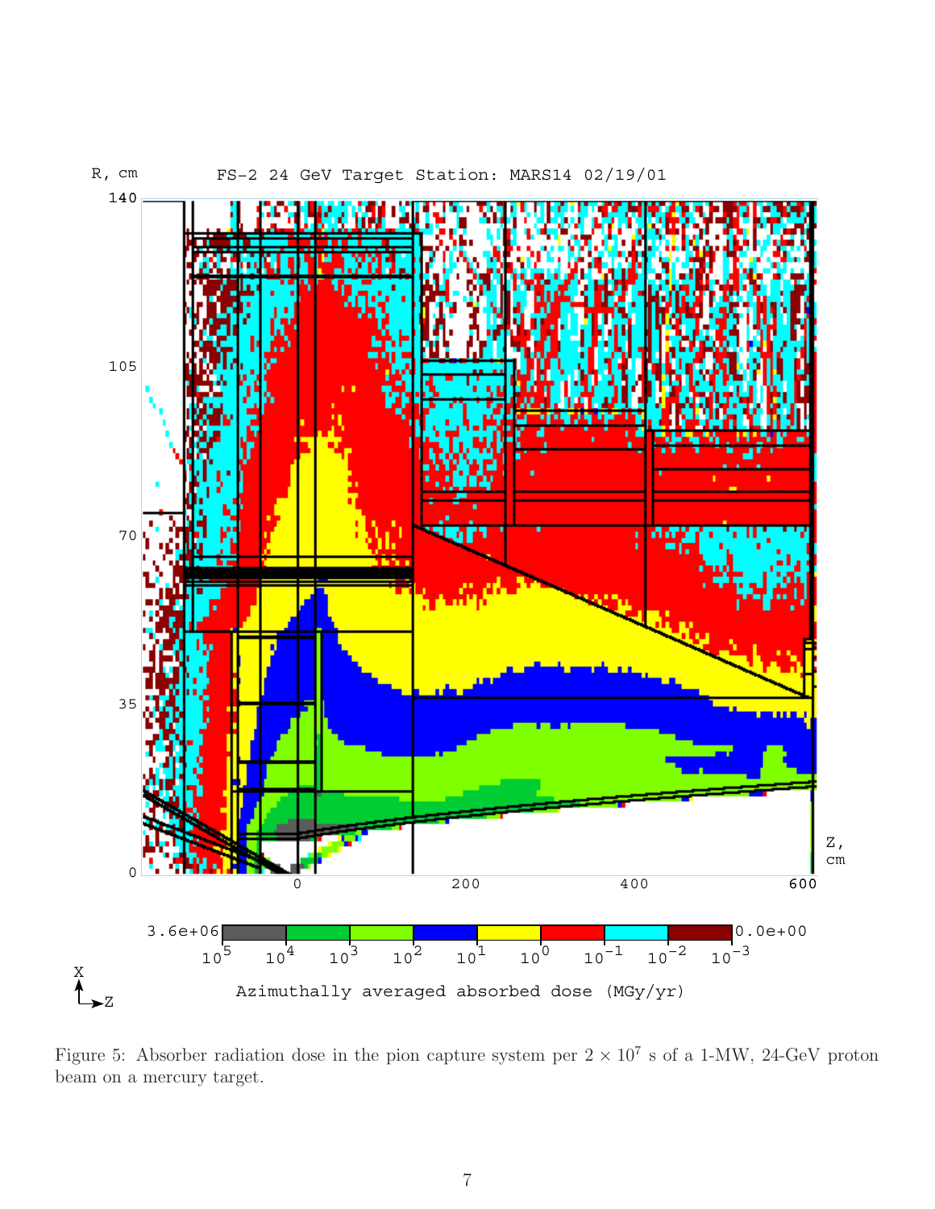Figure 5: Absorber radiation dose in the pion capture system per $2 \times 10^7$ s of a 1-MW, 24-GeV proton beam on a mercury target.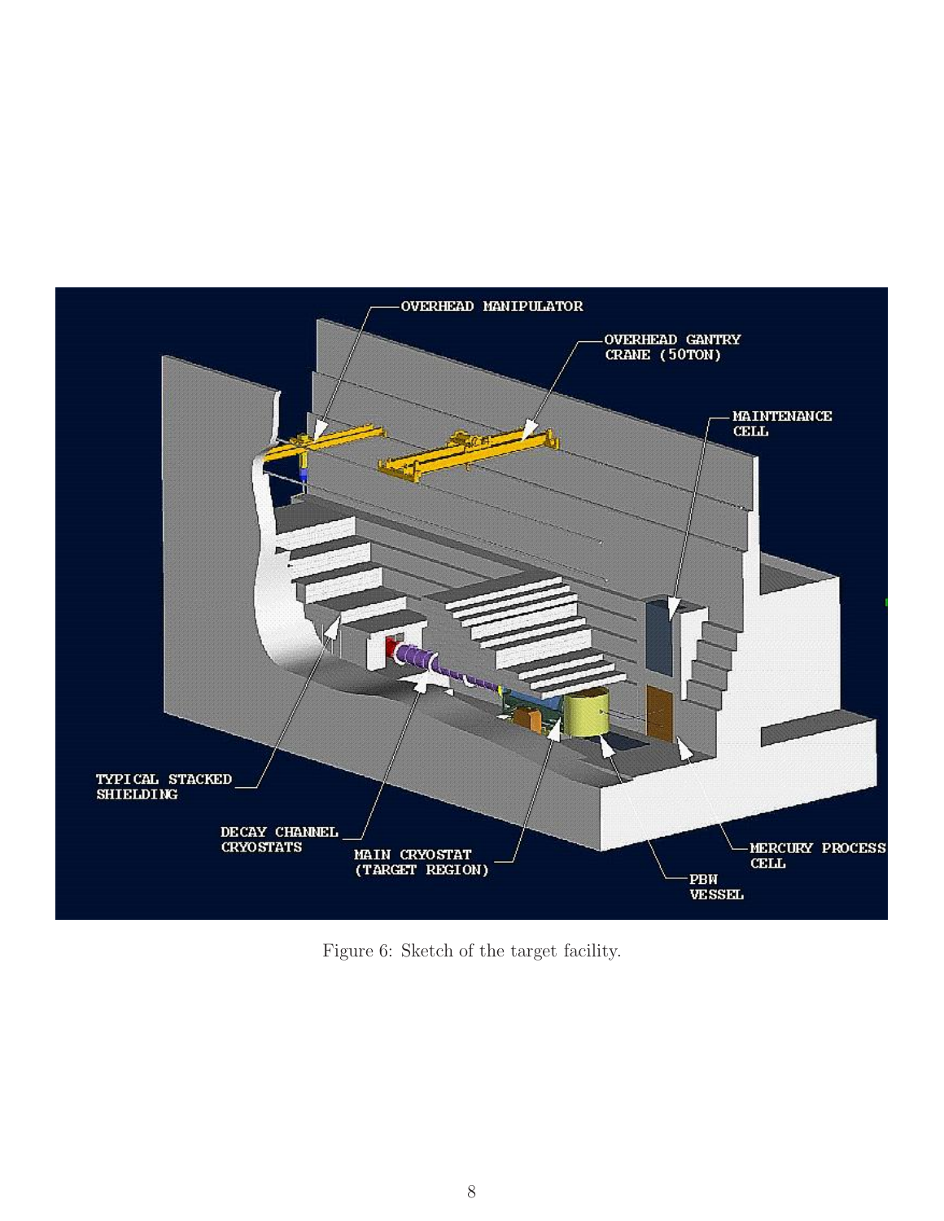Figure 6: Sketch of the target facility.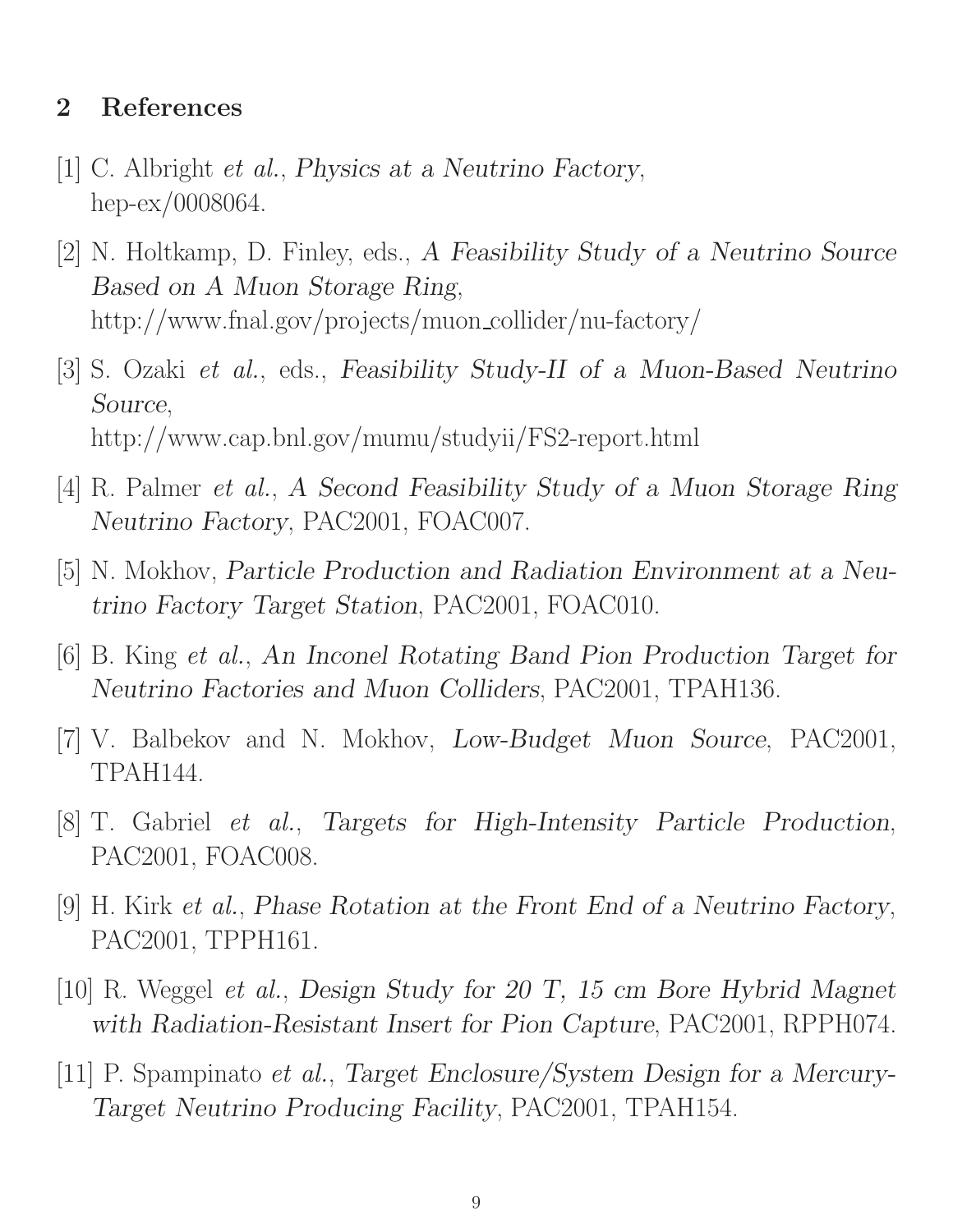## 2 References

[1] C. Albright *et al.*, *Physics at a Neutrino Factory*, hep-ex/0008064.

[2] N. Holtkamp, D. Finley, eds., *A Feasibility Study of a Neutrino Source Based on A Muon Storage Ring*, http://www.fnal.gov/projects/muon_collider/nu-factory/

[3] S. Ozaki *et al.*, eds., *Feasibility Study-II of a Muon-Based Neutrino Source*, http://www.cap.bnl.gov/mumu/studyii/FS2-report.html

[4] R. Palmer *et al.*, *A Second Feasibility Study of a Muon Storage Ring Neutrino Factory*, PAC2001, FOAC007.

[5] N. Mokhov, *Particle Production and Radiation Environment at a Neutrino Factory Target Station*, PAC2001, FOAC010.

[6] B. King *et al.*, *An Inconel Rotating Band Pion Production Target for Neutrino Factories and Muon Colliders*, PAC2001, TPAH136.

[7] V. Balbekov and N. Mokhov, *Low-Budget Muon Source*, PAC2001, TPAH144.

[8] T. Gabriel *et al.*, *Targets for High-Intensity Particle Production*, PAC2001, FOAC008.

[9] H. Kirk *et al.*, *Phase Rotation at the Front End of a Neutrino Factory*, PAC2001, TPPH161.

[10] R. Weggel *et al.*, *Design Study for 20 T, 15 cm Bore Hybrid Magnet with Radiation-Resistant Insert for Pion Capture*, PAC2001, RPPH074.

[11] P. Spampinato *et al.*, *Target Enclosure/System Design for a Mercury-Target Neutrino Producing Facility*, PAC2001, TPAH154.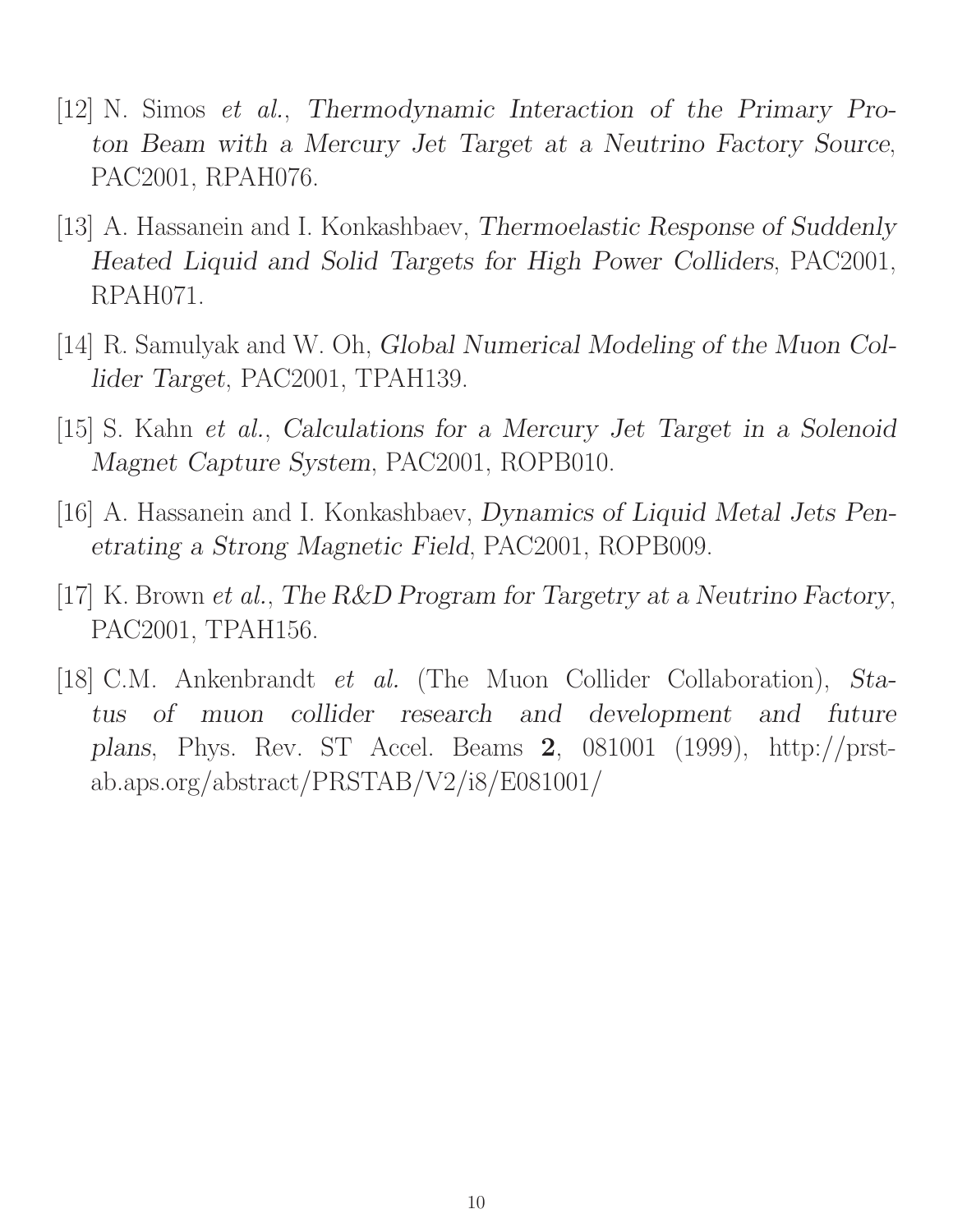[12] N. Simos *et al.*, *Thermodynamic Interaction of the Primary Proton Beam with a Mercury Jet Target at a Neutrino Factory Source*, PAC2001, RPAH076.

[13] A. Hassanein and I. Konkashbaev, *Thermoelastic Response of Suddenly Heated Liquid and Solid Targets for High Power Colliders*, PAC2001, RPAH071.

[14] R. Samulyak and W. Oh, *Global Numerical Modeling of the Muon Collider Target*, PAC2001, TPAH139.

[15] S. Kahn *et al.*, *Calculations for a Mercury Jet Target in a Solenoid Magnet Capture System*, PAC2001, ROPB010.

[16] A. Hassanein and I. Konkashbaev, *Dynamics of Liquid Metal Jets Penetrating a Strong Magnetic Field*, PAC2001, ROPB009.

[17] K. Brown *et al.*, *The R&D Program for Targetry at a Neutrino Factory*, PAC2001, TPAH156.

[18] C.M. Ankenbrandt *et al.* (The Muon Collider Collaboration), *Status of muon collider research and development and future plans*, Phys. Rev. ST Accel. Beams **2**, 081001 (1999), http://prst-ab.aps.org/abstract/PRSTAB/V2/i8/E081001/